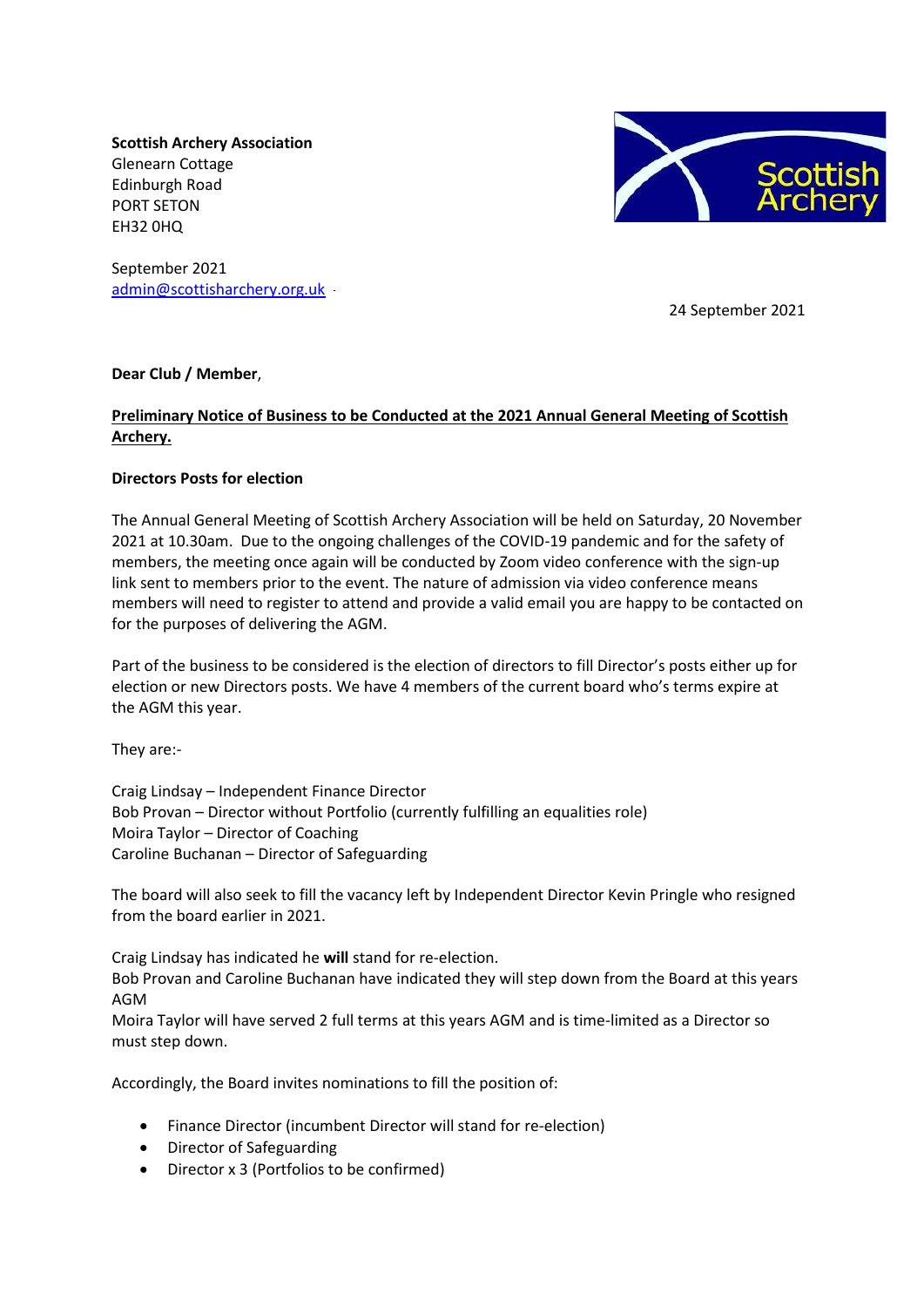**Scottish Archery Association**
Glenearn Cottage
Edinburgh Road
PORT SETON
EH32 0HQ

September 2021
admin@scottisharchery.org.uk

24 September 2021

**Dear Club / Member**,

**Preliminary Notice of Business to be Conducted at the 2021 Annual General Meeting of Scottish Archery.**

**Directors Posts for election**

The Annual General Meeting of Scottish Archery Association will be held on Saturday, 20 November 2021 at 10.30am. Due to the ongoing challenges of the COVID-19 pandemic and for the safety of members, the meeting once again will be conducted by Zoom video conference with the sign-up link sent to members prior to the event. The nature of admission via video conference means members will need to register to attend and provide a valid email you are happy to be contacted on for the purposes of delivering the AGM.

Part of the business to be considered is the election of directors to fill Director's posts either up for election or new Directors posts. We have 4 members of the current board who's terms expire at the AGM this year.

They are:-

Craig Lindsay – Independent Finance Director
Bob Provan – Director without Portfolio (currently fulfilling an equalities role)
Moira Taylor – Director of Coaching
Caroline Buchanan – Director of Safeguarding

The board will also seek to fill the vacancy left by Independent Director Kevin Pringle who resigned from the board earlier in 2021.

Craig Lindsay has indicated he **will** stand for re-election.
Bob Provan and Caroline Buchanan have indicated they will step down from the Board at this years AGM
Moira Taylor will have served 2 full terms at this years AGM and is time-limited as a Director so must step down.

Accordingly, the Board invites nominations to fill the position of:

- Finance Director (incumbent Director will stand for re-election)
- Director of Safeguarding
- Director x 3 (Portfolios to be confirmed)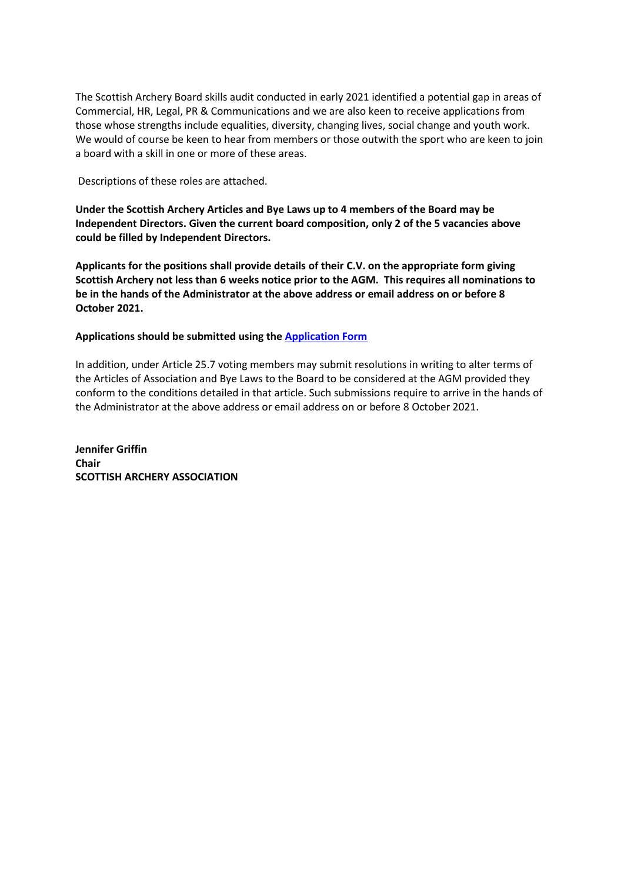The Scottish Archery Board skills audit conducted in early 2021 identified a potential gap in areas of Commercial, HR, Legal, PR & Communications and we are also keen to receive applications from those whose strengths include equalities, diversity, changing lives, social change and youth work. We would of course be keen to hear from members or those outwith the sport who are keen to join a board with a skill in one or more of these areas.

Descriptions of these roles are attached.

**Under the Scottish Archery Articles and Bye Laws up to 4 members of the Board may be Independent Directors. Given the current board composition, only 2 of the 5 vacancies above could be filled by Independent Directors.**

**Applicants for the positions shall provide details of their C.V. on the appropriate form giving Scottish Archery not less than 6 weeks notice prior to the AGM. This requires all nominations to be in the hands of the Administrator at the above address or email address on or before 8 October 2021.**

**Applications should be submitted using the [Application Form]**

In addition, under Article 25.7 voting members may submit resolutions in writing to alter terms of the Articles of Association and Bye Laws to the Board to be considered at the AGM provided they conform to the conditions detailed in that article. Such submissions require to arrive in the hands of the Administrator at the above address or email address on or before 8 October 2021.

**Jennifer Griffin**
**Chair**
**SCOTTISH ARCHERY ASSOCIATION**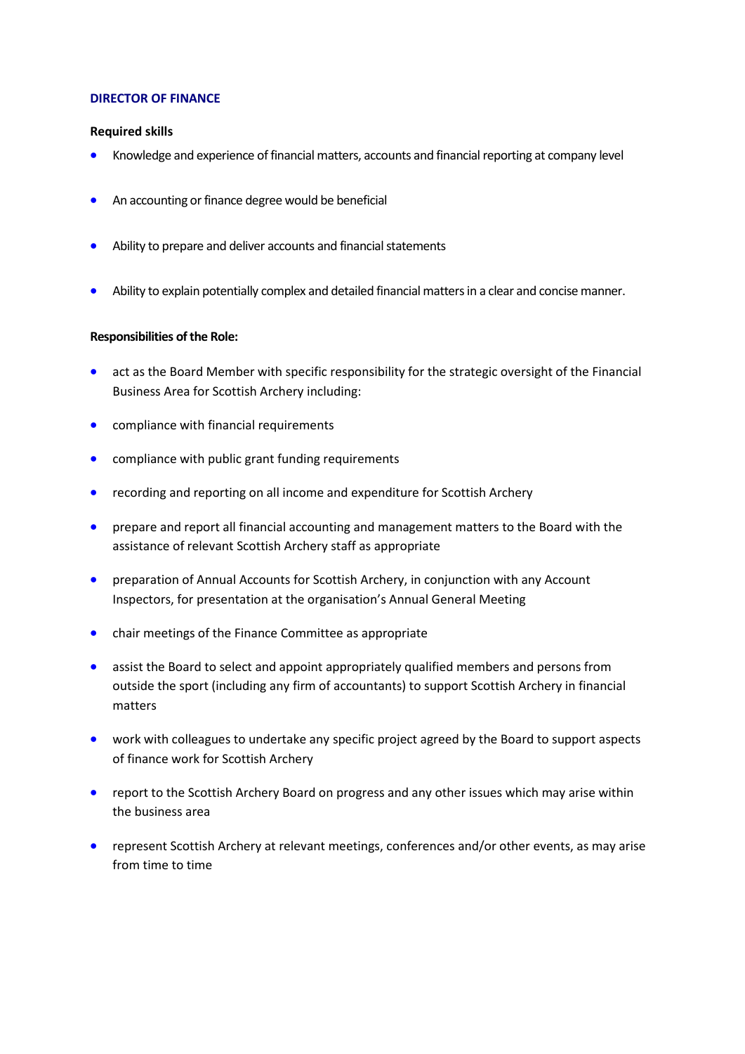## DIRECTOR OF FINANCE

**Required skills**

- Knowledge and experience of financial matters, accounts and financial reporting at company level
- An accounting or finance degree would be beneficial
- Ability to prepare and deliver accounts and financial statements
- Ability to explain potentially complex and detailed financial matters in a clear and concise manner.

**Responsibilities of the Role:**

- act as the Board Member with specific responsibility for the strategic oversight of the Financial Business Area for Scottish Archery including:
- compliance with financial requirements
- compliance with public grant funding requirements
- recording and reporting on all income and expenditure for Scottish Archery
- prepare and report all financial accounting and management matters to the Board with the assistance of relevant Scottish Archery staff as appropriate
- preparation of Annual Accounts for Scottish Archery, in conjunction with any Account Inspectors, for presentation at the organisation's Annual General Meeting
- chair meetings of the Finance Committee as appropriate
- assist the Board to select and appoint appropriately qualified members and persons from outside the sport (including any firm of accountants) to support Scottish Archery in financial matters
- work with colleagues to undertake any specific project agreed by the Board to support aspects of finance work for Scottish Archery
- report to the Scottish Archery Board on progress and any other issues which may arise within the business area
- represent Scottish Archery at relevant meetings, conferences and/or other events, as may arise from time to time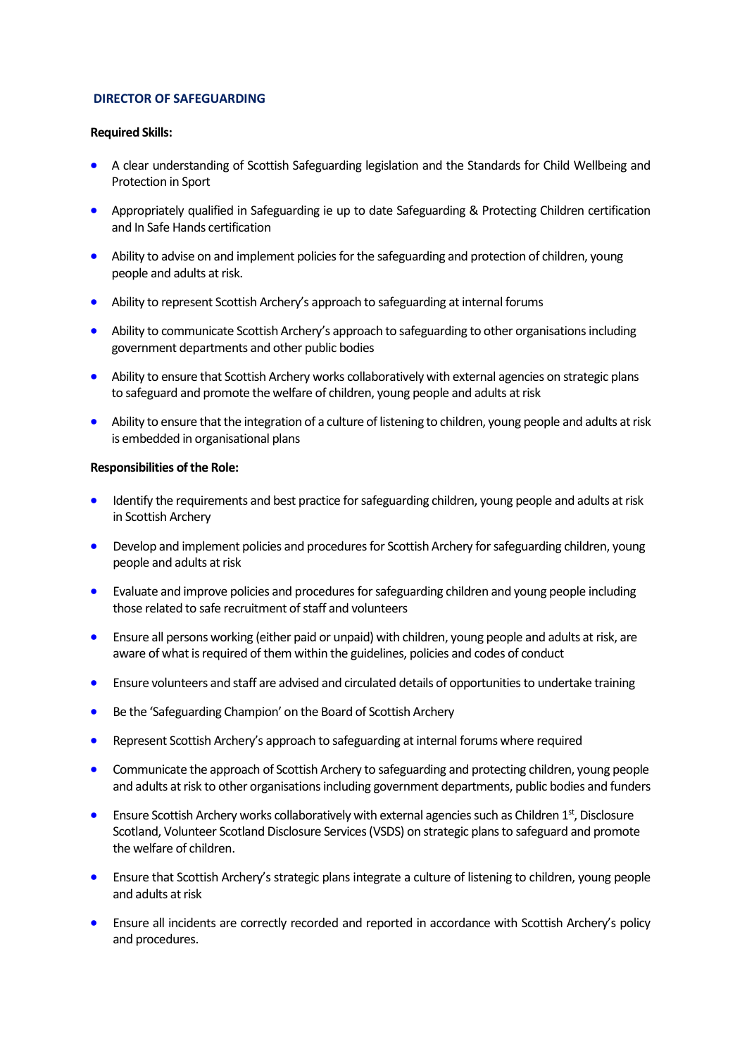## DIRECTOR OF SAFEGUARDING

**Required Skills:**

- A clear understanding of Scottish Safeguarding legislation and the Standards for Child Wellbeing and Protection in Sport
- Appropriately qualified in Safeguarding ie up to date Safeguarding & Protecting Children certification and In Safe Hands certification
- Ability to advise on and implement policies for the safeguarding and protection of children, young people and adults at risk.
- Ability to represent Scottish Archery's approach to safeguarding at internal forums
- Ability to communicate Scottish Archery's approach to safeguarding to other organisations including government departments and other public bodies
- Ability to ensure that Scottish Archery works collaboratively with external agencies on strategic plans to safeguard and promote the welfare of children, young people and adults at risk
- Ability to ensure that the integration of a culture of listening to children, young people and adults at risk is embedded in organisational plans

**Responsibilities of the Role:**

- Identify the requirements and best practice for safeguarding children, young people and adults at risk in Scottish Archery
- Develop and implement policies and procedures for Scottish Archery for safeguarding children, young people and adults at risk
- Evaluate and improve policies and procedures for safeguarding children and young people including those related to safe recruitment of staff and volunteers
- Ensure all persons working (either paid or unpaid) with children, young people and adults at risk, are aware of what is required of them within the guidelines, policies and codes of conduct
- Ensure volunteers and staff are advised and circulated details of opportunities to undertake training
- Be the 'Safeguarding Champion' on the Board of Scottish Archery
- Represent Scottish Archery's approach to safeguarding at internal forums where required
- Communicate the approach of Scottish Archery to safeguarding and protecting children, young people and adults at risk to other organisations including government departments, public bodies and funders
- Ensure Scottish Archery works collaboratively with external agencies such as Children 1st, Disclosure Scotland, Volunteer Scotland Disclosure Services (VSDS) on strategic plans to safeguard and promote the welfare of children.
- Ensure that Scottish Archery's strategic plans integrate a culture of listening to children, young people and adults at risk
- Ensure all incidents are correctly recorded and reported in accordance with Scottish Archery's policy and procedures.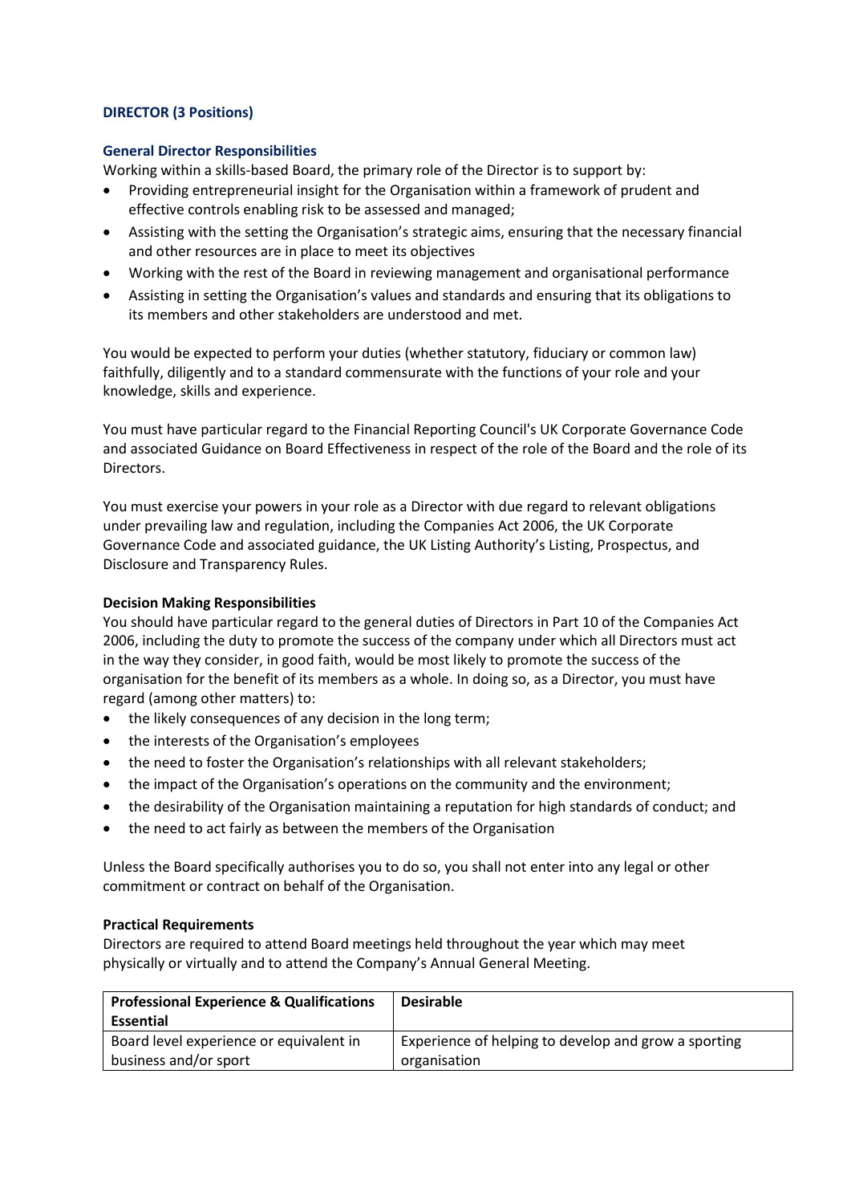### DIRECTOR (3 Positions)

#### General Director Responsibilities

Working within a skills-based Board, the primary role of the Director is to support by:

- Providing entrepreneurial insight for the Organisation within a framework of prudent and effective controls enabling risk to be assessed and managed;
- Assisting with the setting the Organisation's strategic aims, ensuring that the necessary financial and other resources are in place to meet its objectives
- Working with the rest of the Board in reviewing management and organisational performance
- Assisting in setting the Organisation's values and standards and ensuring that its obligations to its members and other stakeholders are understood and met.

You would be expected to perform your duties (whether statutory, fiduciary or common law) faithfully, diligently and to a standard commensurate with the functions of your role and your knowledge, skills and experience.

You must have particular regard to the Financial Reporting Council's UK Corporate Governance Code and associated Guidance on Board Effectiveness in respect of the role of the Board and the role of its Directors.

You must exercise your powers in your role as a Director with due regard to relevant obligations under prevailing law and regulation, including the Companies Act 2006, the UK Corporate Governance Code and associated guidance, the UK Listing Authority's Listing, Prospectus, and Disclosure and Transparency Rules.

**Decision Making Responsibilities**

You should have particular regard to the general duties of Directors in Part 10 of the Companies Act 2006, including the duty to promote the success of the company under which all Directors must act in the way they consider, in good faith, would be most likely to promote the success of the organisation for the benefit of its members as a whole. In doing so, as a Director, you must have regard (among other matters) to:

- the likely consequences of any decision in the long term;
- the interests of the Organisation's employees
- the need to foster the Organisation's relationships with all relevant stakeholders;
- the impact of the Organisation's operations on the community and the environment;
- the desirability of the Organisation maintaining a reputation for high standards of conduct; and
- the need to act fairly as between the members of the Organisation

Unless the Board specifically authorises you to do so, you shall not enter into any legal or other commitment or contract on behalf of the Organisation.

**Practical Requirements**

Directors are required to attend Board meetings held throughout the year which may meet physically or virtually and to attend the Company's Annual General Meeting.

| Professional Experience & Qualifications Essential | Desirable |
|---|---|
| Board level experience or equivalent in business and/or sport | Experience of helping to develop and grow a sporting organisation |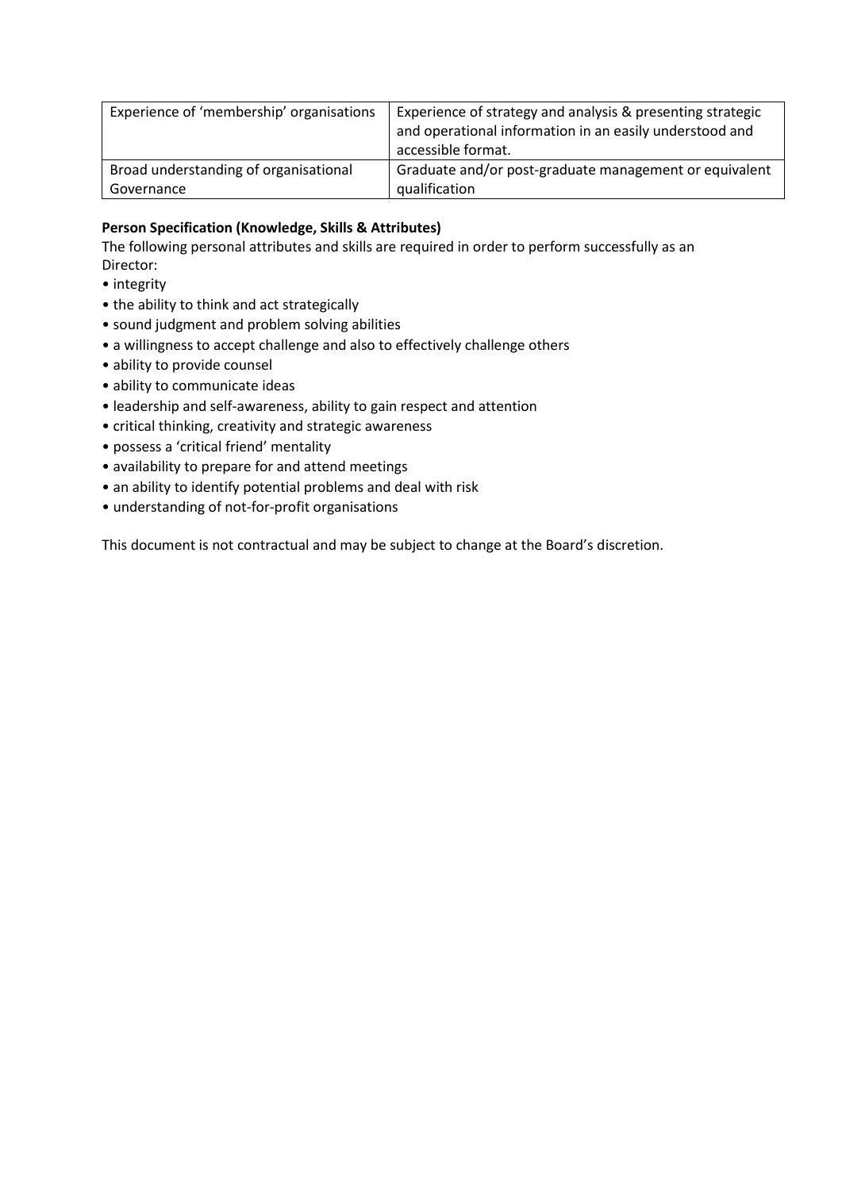| Experience of ‘membership’ organisations | Experience of strategy and analysis & presenting strategic and operational information in an easily understood and accessible format. |
|---|---|
| Broad understanding of organisational Governance | Graduate and/or post-graduate management or equivalent qualification |

**Person Specification (Knowledge, Skills & Attributes)**

The following personal attributes and skills are required in order to perform successfully as an Director:

- integrity
- the ability to think and act strategically
- sound judgment and problem solving abilities
- a willingness to accept challenge and also to effectively challenge others
- ability to provide counsel
- ability to communicate ideas
- leadership and self-awareness, ability to gain respect and attention
- critical thinking, creativity and strategic awareness
- possess a ‘critical friend’ mentality
- availability to prepare for and attend meetings
- an ability to identify potential problems and deal with risk
- understanding of not-for-profit organisations

This document is not contractual and may be subject to change at the Board’s discretion.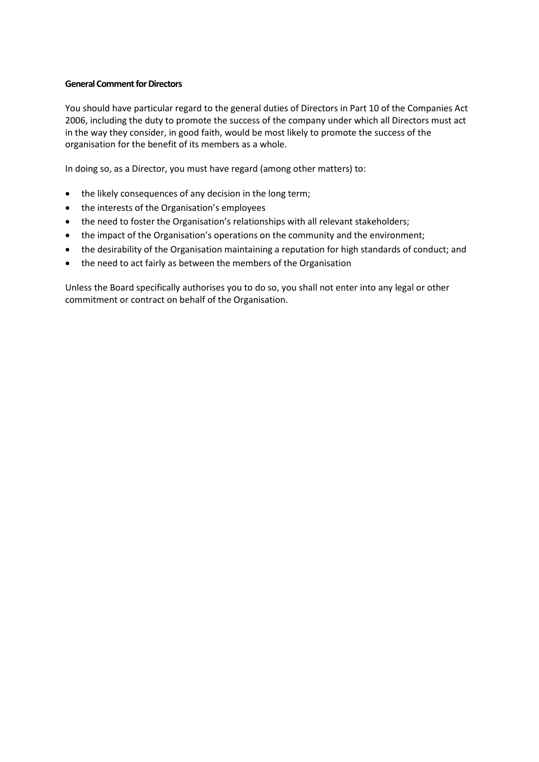**General Comment for Directors**

You should have particular regard to the general duties of Directors in Part 10 of the Companies Act 2006, including the duty to promote the success of the company under which all Directors must act in the way they consider, in good faith, would be most likely to promote the success of the organisation for the benefit of its members as a whole.

In doing so, as a Director, you must have regard (among other matters) to:

- the likely consequences of any decision in the long term;
- the interests of the Organisation's employees
- the need to foster the Organisation's relationships with all relevant stakeholders;
- the impact of the Organisation's operations on the community and the environment;
- the desirability of the Organisation maintaining a reputation for high standards of conduct; and
- the need to act fairly as between the members of the Organisation

Unless the Board specifically authorises you to do so, you shall not enter into any legal or other commitment or contract on behalf of the Organisation.